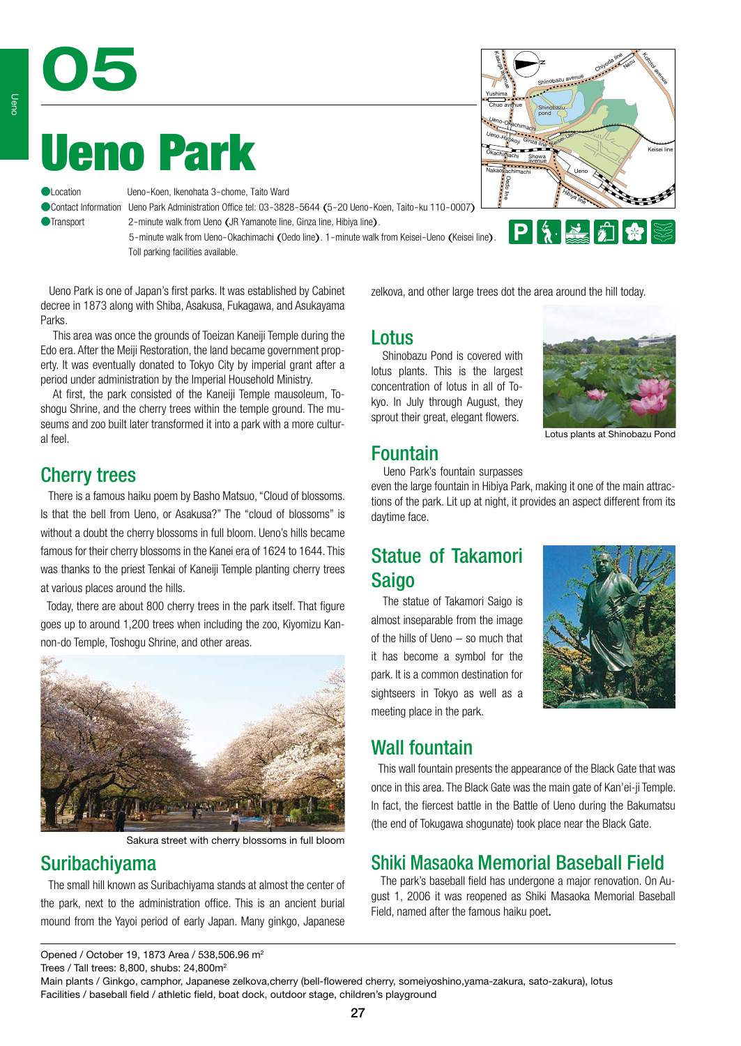# 05

# Ueno Park

- Location: Ueno-Koen, Ikenohata 3-chome, Taito Ward
- Contact Information: Ueno Park Administration Office tel: 03-3828-5644 (5-20 Ueno-Koen, Taito-ku 110-0007)
- Transport: 2-minute walk from Ueno (JR Yamanote line, Ginza line, Hibiya line).
  5-minute walk from Ueno-Okachimachi (Oedo line). 1-minute walk from Keisei-Ueno (Keisei line).
  Toll parking facilities available.

Ueno Park is one of Japan's first parks. It was established by Cabinet decree in 1873 along with Shiba, Asakusa, Fukagawa, and Asukayama Parks.

This area was once the grounds of Toeizan Kaneiji Temple during the Edo era. After the Meiji Restoration, the land became government property. It was eventually donated to Tokyo City by imperial grant after a period under administration by the Imperial Household Ministry.

At first, the park consisted of the Kaneiji Temple mausoleum, Toshogu Shrine, and the cherry trees within the temple ground. The museums and zoo built later transformed it into a park with a more cultural feel.

## Cherry trees

There is a famous haiku poem by Basho Matsuo, "Cloud of blossoms. Is that the bell from Ueno, or Asakusa?" The "cloud of blossoms" is without a doubt the cherry blossoms in full bloom. Ueno's hills became famous for their cherry blossoms in the Kanei era of 1624 to 1644. This was thanks to the priest Tenkai of Kaneiji Temple planting cherry trees at various places around the hills.

Today, there are about 800 cherry trees in the park itself. That figure goes up to around 1,200 trees when including the zoo, Kiyomizu Kannon-do Temple, Toshogu Shrine, and other areas.

Sakura street with cherry blossoms in full bloom

## Suribachiyama

The small hill known as Suribachiyama stands at almost the center of the park, next to the administration office. This is an ancient burial mound from the Yayoi period of early Japan. Many ginkgo, Japanese zelkova, and other large trees dot the area around the hill today.

## Lotus

Shinobazu Pond is covered with lotus plants. This is the largest concentration of lotus in all of Tokyo. In July through August, they sprout their great, elegant flowers.

Lotus plants at Shinobazu Pond

## Fountain

Ueno Park's fountain surpasses even the large fountain in Hibiya Park, making it one of the main attractions of the park. Lit up at night, it provides an aspect different from its daytime face.

## Statue of Takamori Saigo

The statue of Takamori Saigo is almost inseparable from the image of the hills of Ueno – so much that it has become a symbol for the park. It is a common destination for sightseers in Tokyo as well as a meeting place in the park.

## Wall fountain

This wall fountain presents the appearance of the Black Gate that was once in this area. The Black Gate was the main gate of Kan'ei-ji Temple. In fact, the fiercest battle in the Battle of Ueno during the Bakumatsu (the end of Tokugawa shogunate) took place near the Black Gate.

## Shiki Masaoka Memorial Baseball Field

The park's baseball field has undergone a major renovation. On August 1, 2006 it was reopened as Shiki Masaoka Memorial Baseball Field, named after the famous haiku poet.

---

Opened / October 19, 1873 Area / 538,506.96 m²
Trees / Tall trees: 8,800, shubs: 24,800m²
Main plants / Ginkgo, camphor, Japanese zelkova,cherry (bell-flowered cherry, someiyoshino,yama-zakura, sato-zakura), lotus
Facilities / baseball field / athletic field, boat dock, outdoor stage, children's playground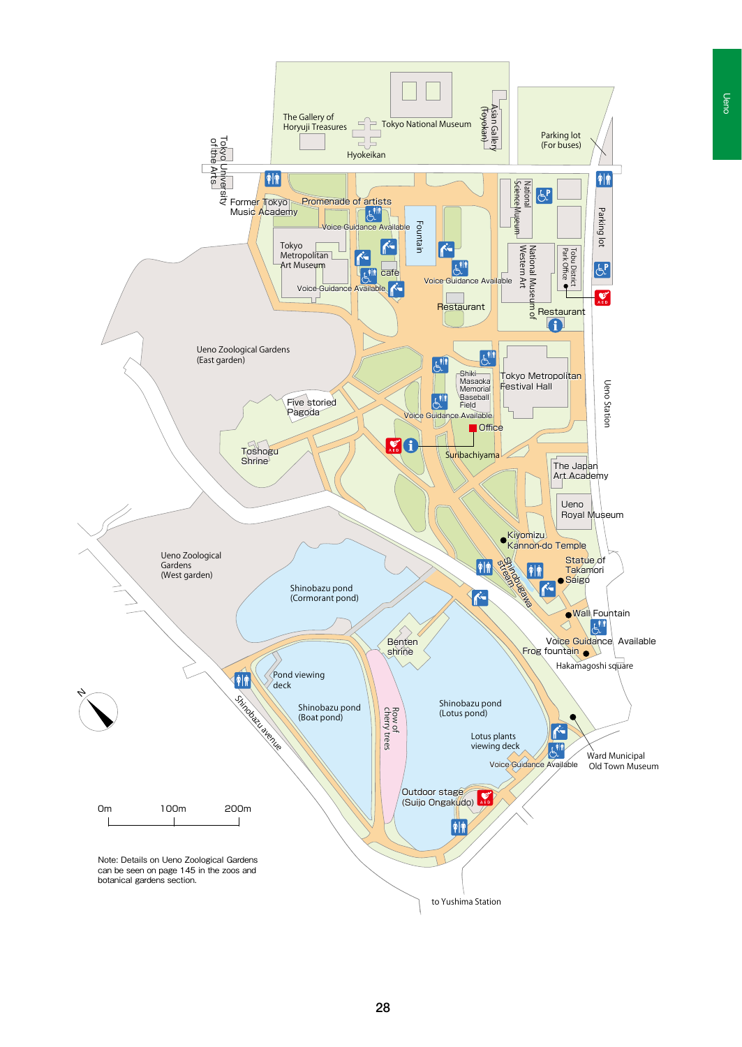Ueno

The Gallery of Horyuji Treasures

Tokyo National Museum

Asian Gallery (Toyokan)

Hyokeikan

Parking lot (For buses)

Tokyo University of the Arts

Former Tokyo Music Academy

Promenade of artists

Voice Guidance Available

Fountain

National Science Museum

Parking lot

Tokyo Metropolitan Art Museum

cafe

Voice Guidance Available

Voice Guidance Available

National Museum of Western Art

Tobu District Park Office

Restaurant

Restaurant

Ueno Zoological Gardens (East garden)

Shiki Masaoka Memorial Baseball Field

Tokyo Metropolitan Festival Hall

Voice Guidance Available

Office

Ueno Station

Five storied Pagoda

Toshogu Shrine

Suribachiyama

The Japan Art Academy

Ueno Royal Museum

Kiyomizu Kannon-do Temple

Ueno Zoological Gardens (West garden)

Shinobazu pond (Cormorant pond)

Shinobugawa Stream

Statue of Takamori Saigo

Wall Fountain

Voice Guidance Available

Frog fountain

Hakamagoshi square

Benten shrine

Pond viewing deck

Shinobazu pond (Boat pond)

Row of cherry trees

Shinobazu pond (Lotus pond)

Lotus plants viewing deck

Voice Guidance Available

Ward Municipal Old Town Museum

Shinobazu avenue

N

0m 100m 200m

Outdoor stage (Suijo Ongakudo)

Note: Details on Ueno Zoological Gardens can be seen on page 145 in the zoos and botanical gardens section.

to Yushima Station